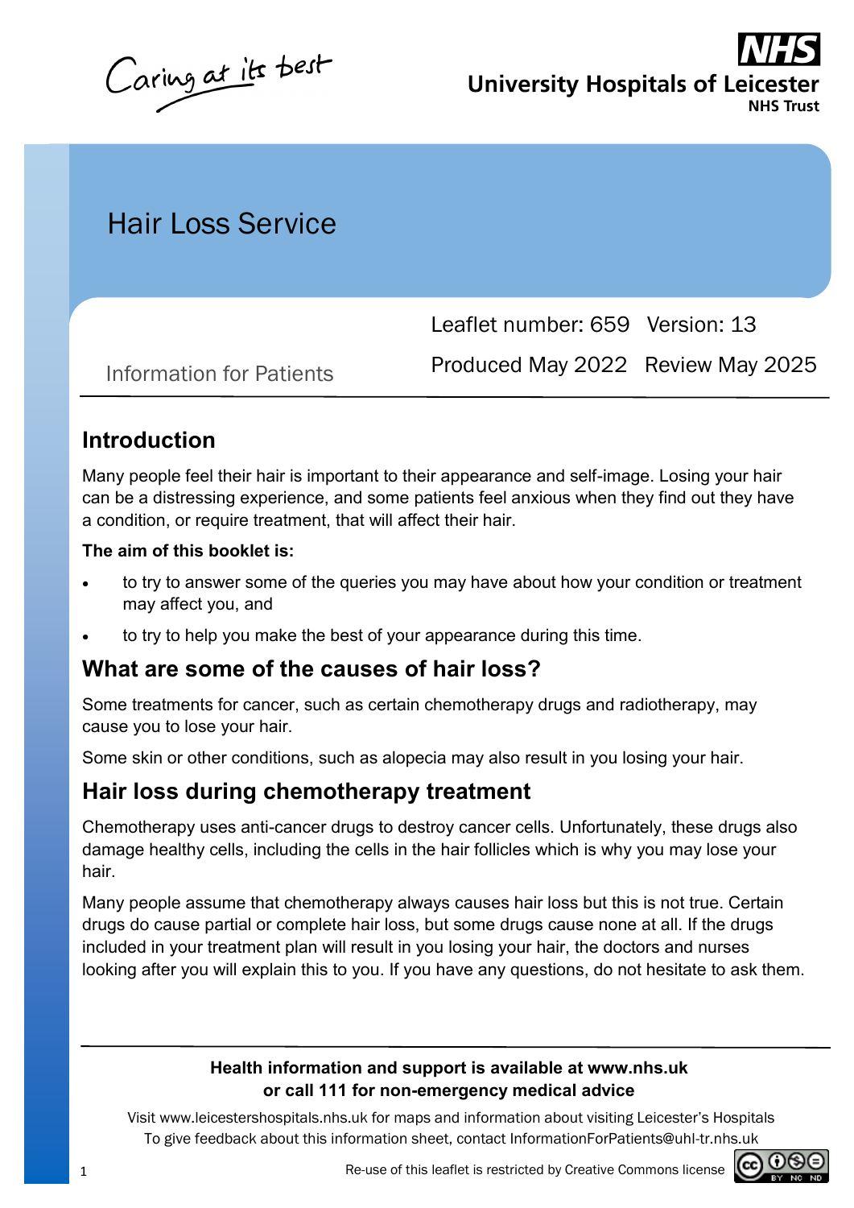Caring at its best

**NHS**
**University Hospitals of Leicester**
**NHS Trust**

# Hair Loss Service

Information for Patients

Leaflet number: 659 Version: 13

Produced May 2022 Review May 2025

## Introduction

Many people feel their hair is important to their appearance and self-image. Losing your hair can be a distressing experience, and some patients feel anxious when they find out they have a condition, or require treatment, that will affect their hair.

**The aim of this booklet is:**

- to try to answer some of the queries you may have about how your condition or treatment may affect you, and
- to try to help you make the best of your appearance during this time.

## What are some of the causes of hair loss?

Some treatments for cancer, such as certain chemotherapy drugs and radiotherapy, may cause you to lose your hair.

Some skin or other conditions, such as alopecia may also result in you losing your hair.

## Hair loss during chemotherapy treatment

Chemotherapy uses anti-cancer drugs to destroy cancer cells. Unfortunately, these drugs also damage healthy cells, including the cells in the hair follicles which is why you may lose your hair.

Many people assume that chemotherapy always causes hair loss but this is not true. Certain drugs do cause partial or complete hair loss, but some drugs cause none at all. If the drugs included in your treatment plan will result in you losing your hair, the doctors and nurses looking after you will explain this to you. If you have any questions, do not hesitate to ask them.

**Health information and support is available at www.nhs.uk**
**or call 111 for non-emergency medical advice**

Visit www.leicestershospitals.nhs.uk for maps and information about visiting Leicester's Hospitals
To give feedback about this information sheet, contact InformationForPatients@uhl-tr.nhs.uk

Re-use of this leaflet is restricted by Creative Commons license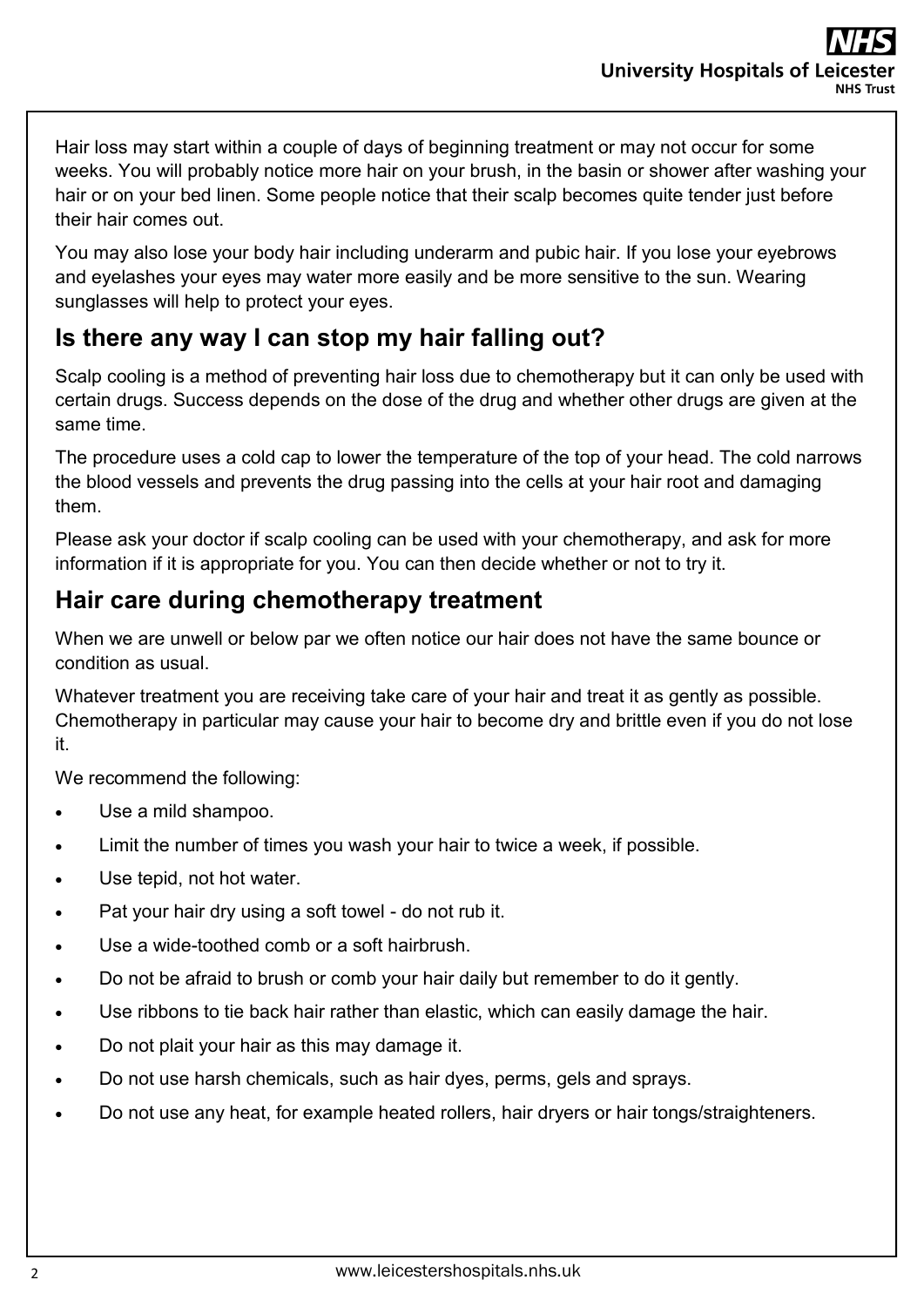Hair loss may start within a couple of days of beginning treatment or may not occur for some weeks. You will probably notice more hair on your brush, in the basin or shower after washing your hair or on your bed linen. Some people notice that their scalp becomes quite tender just before their hair comes out.

You may also lose your body hair including underarm and pubic hair. If you lose your eyebrows and eyelashes your eyes may water more easily and be more sensitive to the sun. Wearing sunglasses will help to protect your eyes.

## Is there any way I can stop my hair falling out?

Scalp cooling is a method of preventing hair loss due to chemotherapy but it can only be used with certain drugs. Success depends on the dose of the drug and whether other drugs are given at the same time.

The procedure uses a cold cap to lower the temperature of the top of your head. The cold narrows the blood vessels and prevents the drug passing into the cells at your hair root and damaging them.

Please ask your doctor if scalp cooling can be used with your chemotherapy, and ask for more information if it is appropriate for you. You can then decide whether or not to try it.

## Hair care during chemotherapy treatment

When we are unwell or below par we often notice our hair does not have the same bounce or condition as usual.

Whatever treatment you are receiving take care of your hair and treat it as gently as possible. Chemotherapy in particular may cause your hair to become dry and brittle even if you do not lose it.

We recommend the following:

- Use a mild shampoo.
- Limit the number of times you wash your hair to twice a week, if possible.
- Use tepid, not hot water.
- Pat your hair dry using a soft towel - do not rub it.
- Use a wide-toothed comb or a soft hairbrush.
- Do not be afraid to brush or comb your hair daily but remember to do it gently.
- Use ribbons to tie back hair rather than elastic, which can easily damage the hair.
- Do not plait your hair as this may damage it.
- Do not use harsh chemicals, such as hair dyes, perms, gels and sprays.
- Do not use any heat, for example heated rollers, hair dryers or hair tongs/straighteners.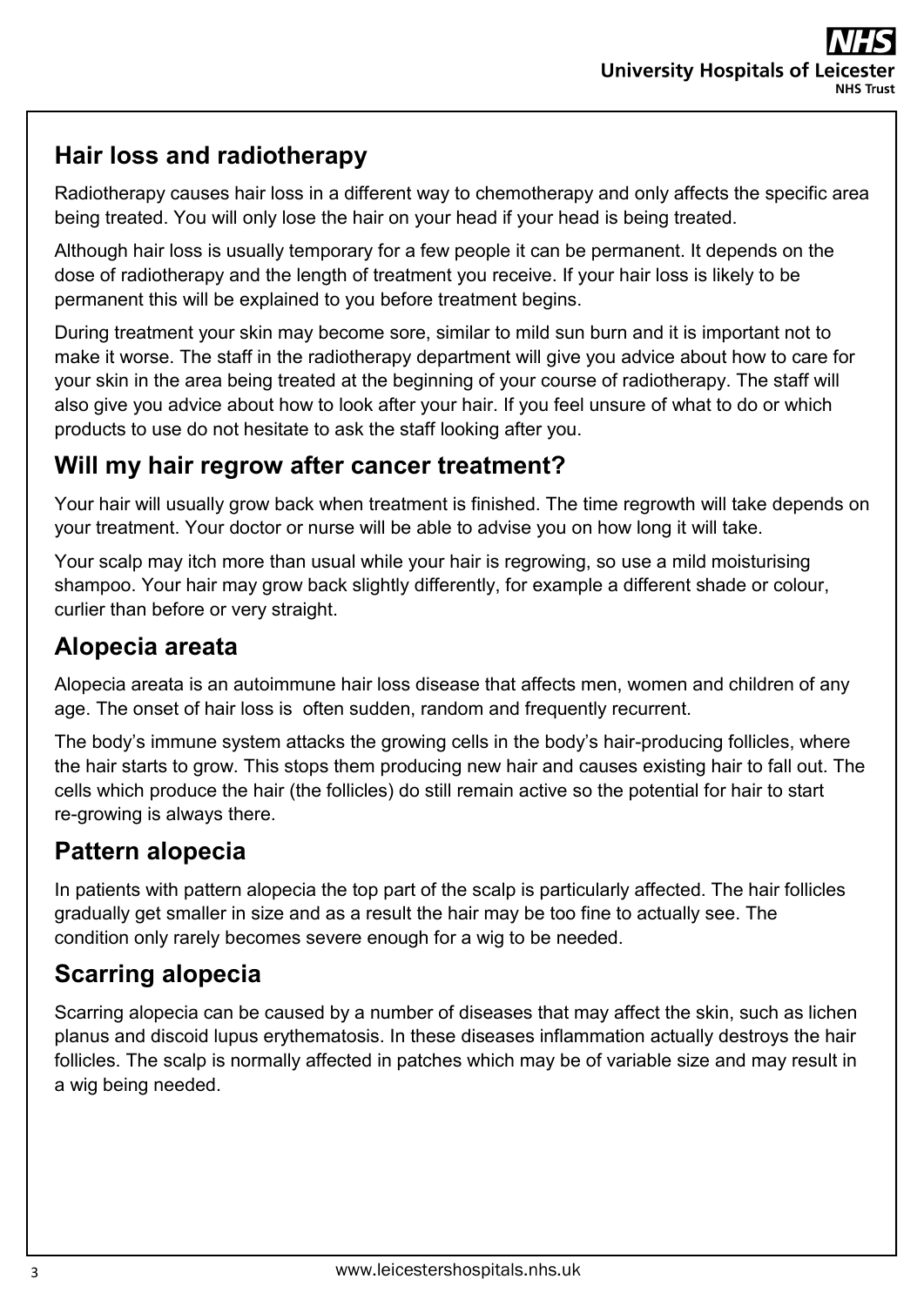## Hair loss and radiotherapy

Radiotherapy causes hair loss in a different way to chemotherapy and only affects the specific area being treated. You will only lose the hair on your head if your head is being treated.

Although hair loss is usually temporary for a few people it can be permanent. It depends on the dose of radiotherapy and the length of treatment you receive. If your hair loss is likely to be permanent this will be explained to you before treatment begins.

During treatment your skin may become sore, similar to mild sun burn and it is important not to make it worse. The staff in the radiotherapy department will give you advice about how to care for your skin in the area being treated at the beginning of your course of radiotherapy. The staff will also give you advice about how to look after your hair. If you feel unsure of what to do or which products to use do not hesitate to ask the staff looking after you.

## Will my hair regrow after cancer treatment?

Your hair will usually grow back when treatment is finished. The time regrowth will take depends on your treatment. Your doctor or nurse will be able to advise you on how long it will take.

Your scalp may itch more than usual while your hair is regrowing, so use a mild moisturising shampoo. Your hair may grow back slightly differently, for example a different shade or colour, curlier than before or very straight.

## Alopecia areata

Alopecia areata is an autoimmune hair loss disease that affects men, women and children of any age. The onset of hair loss is often sudden, random and frequently recurrent.

The body's immune system attacks the growing cells in the body's hair-producing follicles, where the hair starts to grow. This stops them producing new hair and causes existing hair to fall out. The cells which produce the hair (the follicles) do still remain active so the potential for hair to start re-growing is always there.

## Pattern alopecia

In patients with pattern alopecia the top part of the scalp is particularly affected. The hair follicles gradually get smaller in size and as a result the hair may be too fine to actually see. The condition only rarely becomes severe enough for a wig to be needed.

## Scarring alopecia

Scarring alopecia can be caused by a number of diseases that may affect the skin, such as lichen planus and discoid lupus erythematosis. In these diseases inflammation actually destroys the hair follicles. The scalp is normally affected in patches which may be of variable size and may result in a wig being needed.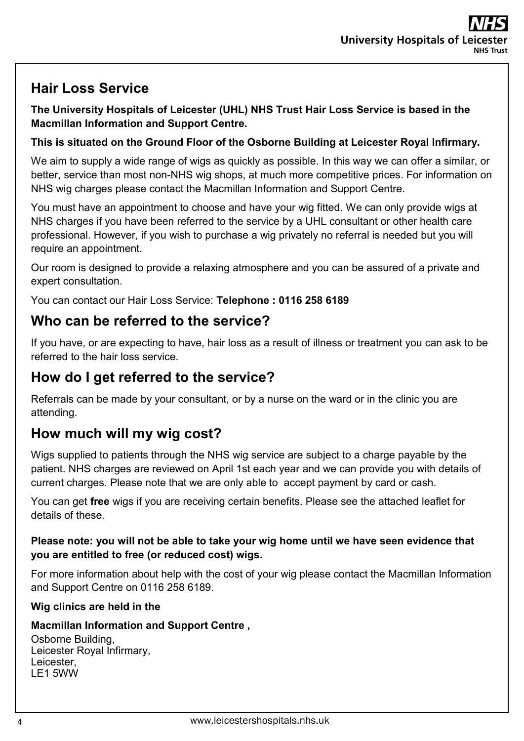## Hair Loss Service

**The University Hospitals of Leicester (UHL) NHS Trust Hair Loss Service is based in the Macmillan Information and Support Centre.**

**This is situated on the Ground Floor of the Osborne Building at Leicester Royal Infirmary.**

We aim to supply a wide range of wigs as quickly as possible. In this way we can offer a similar, or better, service than most non-NHS wig shops, at much more competitive prices. For information on NHS wig charges please contact the Macmillan Information and Support Centre.

You must have an appointment to choose and have your wig fitted. We can only provide wigs at NHS charges if you have been referred to the service by a UHL consultant or other health care professional. However, if you wish to purchase a wig privately no referral is needed but you will require an appointment.

Our room is designed to provide a relaxing atmosphere and you can be assured of a private and expert consultation.

You can contact our Hair Loss Service: **Telephone : 0116 258 6189**

## Who can be referred to the service?

If you have, or are expecting to have, hair loss as a result of illness or treatment you can ask to be referred to the hair loss service.

## How do I get referred to the service?

Referrals can be made by your consultant, or by a nurse on the ward or in the clinic you are attending.

## How much will my wig cost?

Wigs supplied to patients through the NHS wig service are subject to a charge payable by the patient. NHS charges are reviewed on April 1st each year and we can provide you with details of current charges. Please note that we are only able to accept payment by card or cash.

You can get **free** wigs if you are receiving certain benefits. Please see the attached leaflet for details of these.

**Please note: you will not be able to take your wig home until we have seen evidence that you are entitled to free (or reduced cost) wigs.**

For more information about help with the cost of your wig please contact the Macmillan Information and Support Centre on 0116 258 6189.

**Wig clinics are held in the**

**Macmillan Information and Support Centre ,**
Osborne Building,
Leicester Royal Infirmary,
Leicester,
LE1 5WW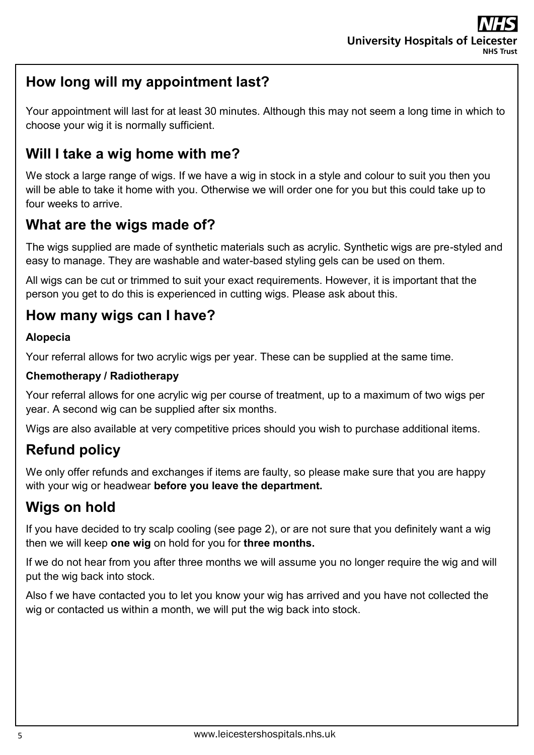## How long will my appointment last?

Your appointment will last for at least 30 minutes. Although this may not seem a long time in which to choose your wig it is normally sufficient.

## Will I take a wig home with me?

We stock a large range of wigs. If we have a wig in stock in a style and colour to suit you then you will be able to take it home with you. Otherwise we will order one for you but this could take up to four weeks to arrive.

## What are the wigs made of?

The wigs supplied are made of synthetic materials such as acrylic. Synthetic wigs are pre-styled and easy to manage. They are washable and water-based styling gels can be used on them.

All wigs can be cut or trimmed to suit your exact requirements. However, it is important that the person you get to do this is experienced in cutting wigs. Please ask about this.

## How many wigs can I have?

### Alopecia

Your referral allows for two acrylic wigs per year. These can be supplied at the same time.

### Chemotherapy / Radiotherapy

Your referral allows for one acrylic wig per course of treatment, up to a maximum of two wigs per year. A second wig can be supplied after six months.

Wigs are also available at very competitive prices should you wish to purchase additional items.

## Refund policy

We only offer refunds and exchanges if items are faulty, so please make sure that you are happy with your wig or headwear **before you leave the department.**

## Wigs on hold

If you have decided to try scalp cooling (see page 2), or are not sure that you definitely want a wig then we will keep **one wig** on hold for you for **three months.**

If we do not hear from you after three months we will assume you no longer require the wig and will put the wig back into stock.

Also f we have contacted you to let you know your wig has arrived and you have not collected the wig or contacted us within a month, we will put the wig back into stock.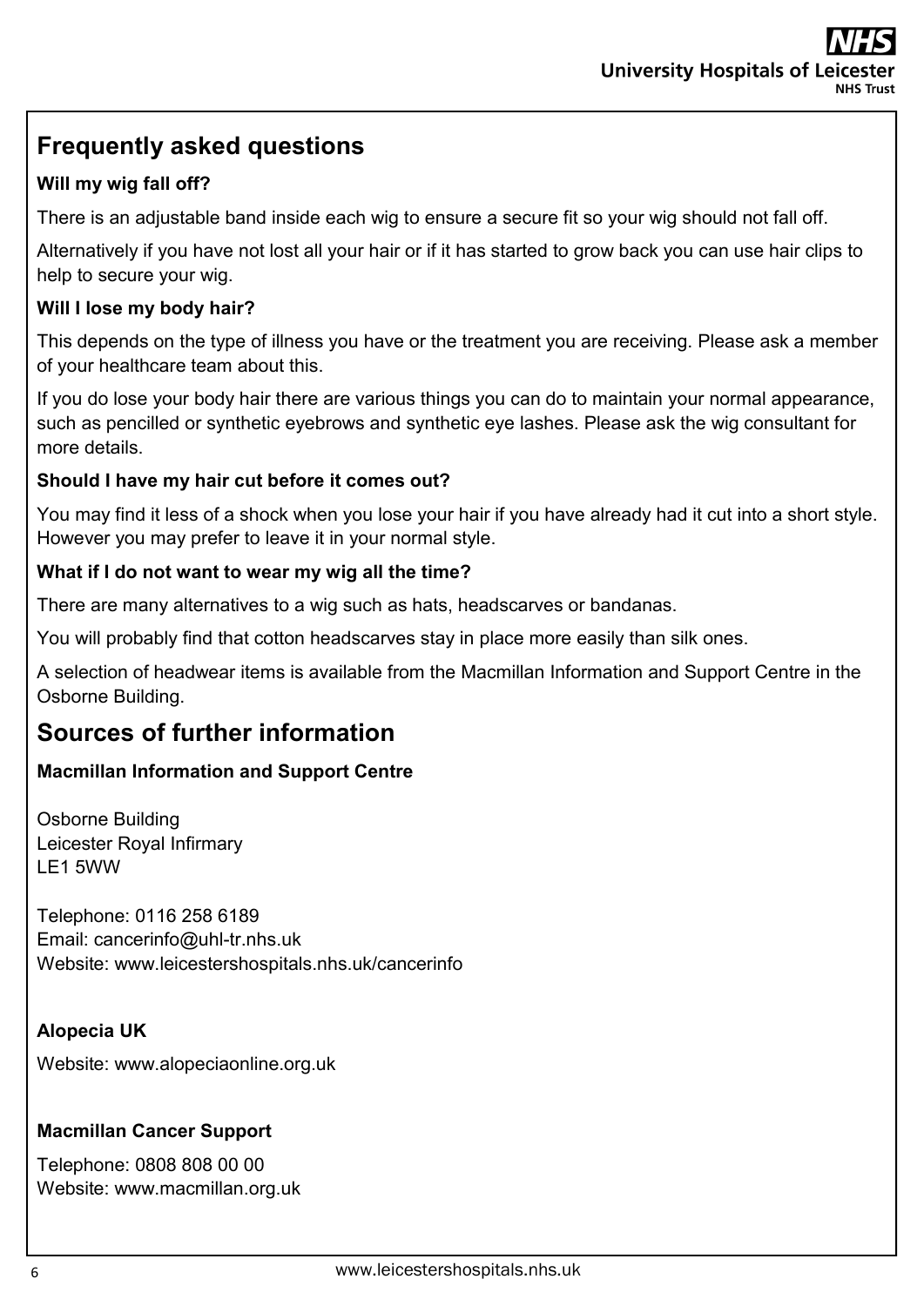## Frequently asked questions

**Will my wig fall off?**

There is an adjustable band inside each wig to ensure a secure fit so your wig should not fall off.

Alternatively if you have not lost all your hair or if it has started to grow back you can use hair clips to help to secure your wig.

**Will I lose my body hair?**

This depends on the type of illness you have or the treatment you are receiving. Please ask a member of your healthcare team about this.

If you do lose your body hair there are various things you can do to maintain your normal appearance, such as pencilled or synthetic eyebrows and synthetic eye lashes. Please ask the wig consultant for more details.

**Should I have my hair cut before it comes out?**

You may find it less of a shock when you lose your hair if you have already had it cut into a short style. However you may prefer to leave it in your normal style.

**What if I do not want to wear my wig all the time?**

There are many alternatives to a wig such as hats, headscarves or bandanas.

You will probably find that cotton headscarves stay in place more easily than silk ones.

A selection of headwear items is available from the Macmillan Information and Support Centre in the Osborne Building.

## Sources of further information

**Macmillan Information and Support Centre**

Osborne Building
Leicester Royal Infirmary
LE1 5WW

Telephone: 0116 258 6189
Email: cancerinfo@uhl-tr.nhs.uk
Website: www.leicestershospitals.nhs.uk/cancerinfo

**Alopecia UK**

Website: www.alopeciaonline.org.uk

**Macmillan Cancer Support**

Telephone: 0808 808 00 00
Website: www.macmillan.org.uk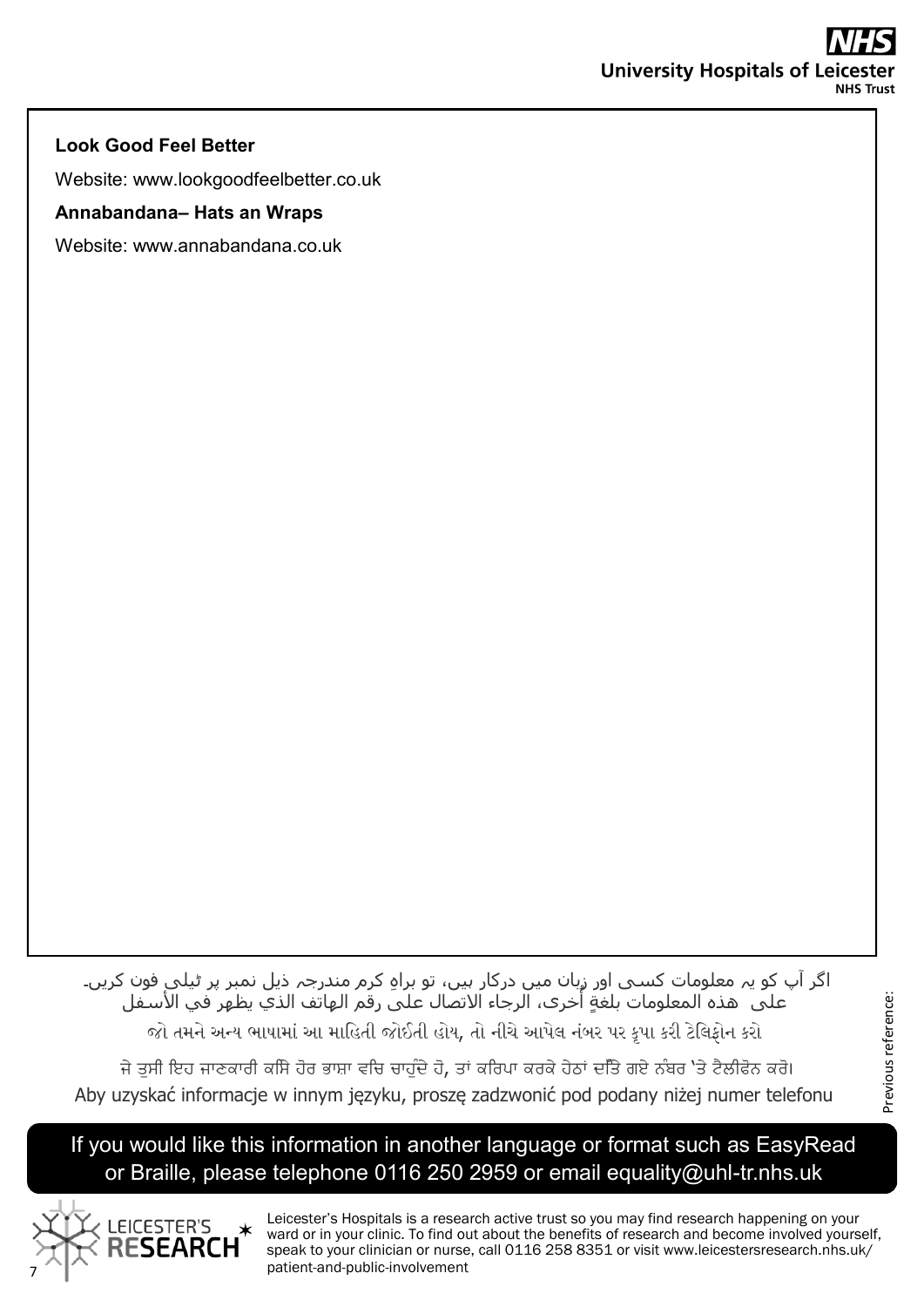**Look Good Feel Better**

Website: www.lookgoodfeelbetter.co.uk

**Annabandana– Hats an Wraps**

Website: www.annabandana.co.uk

اگر آپ کو یہ معلومات کسی اور زبان میں درکار ہیں، تو براہِ کرم مندرجہ ذیل نمبر پر ٹیلی فون کریں۔

على هذه المعلومات بلغةٍ أُخرى، الرجاء الاتصال على رقم الهاتف الذي يظهر في الأسفل

જો તમને અન્ય ભાષામાં આ માહિતી જોઈતી હોય, તો નીચે આપેલ નંબર પર કૃપા કરી ટેલિફોન કરો

ਜੇ ਤੁਸੀ ਇਹ ਜਾਣਕਾਰੀ ਕਿਸੇ ਹੋਰ ਭਾਸ਼ਾ ਵਿਚ ਚਾਹੁੰਦੇ ਹੋ, ਤਾਂ ਕਿਰਪਾ ਕਰਕੇ ਹੇਠਾਂ ਦਿੱਤੇ ਗਏ ਨੰਬਰ 'ਤੇ ਟੈਲੀਫੋਨ ਕਰੋ।

Aby uzyskać informacje w innym języku, proszę zadzwonić pod podany niżej numer telefonu

If you would like this information in another language or format such as EasyRead or Braille, please telephone 0116 250 2959 or email equality@uhl-tr.nhs.uk

Leicester's Hospitals is a research active trust so you may find research happening on your ward or in your clinic. To find out about the benefits of research and become involved yourself, speak to your clinician or nurse, call 0116 258 8351 or visit www.leicestersresearch.nhs.uk/patient-and-public-involvement

Previous reference: